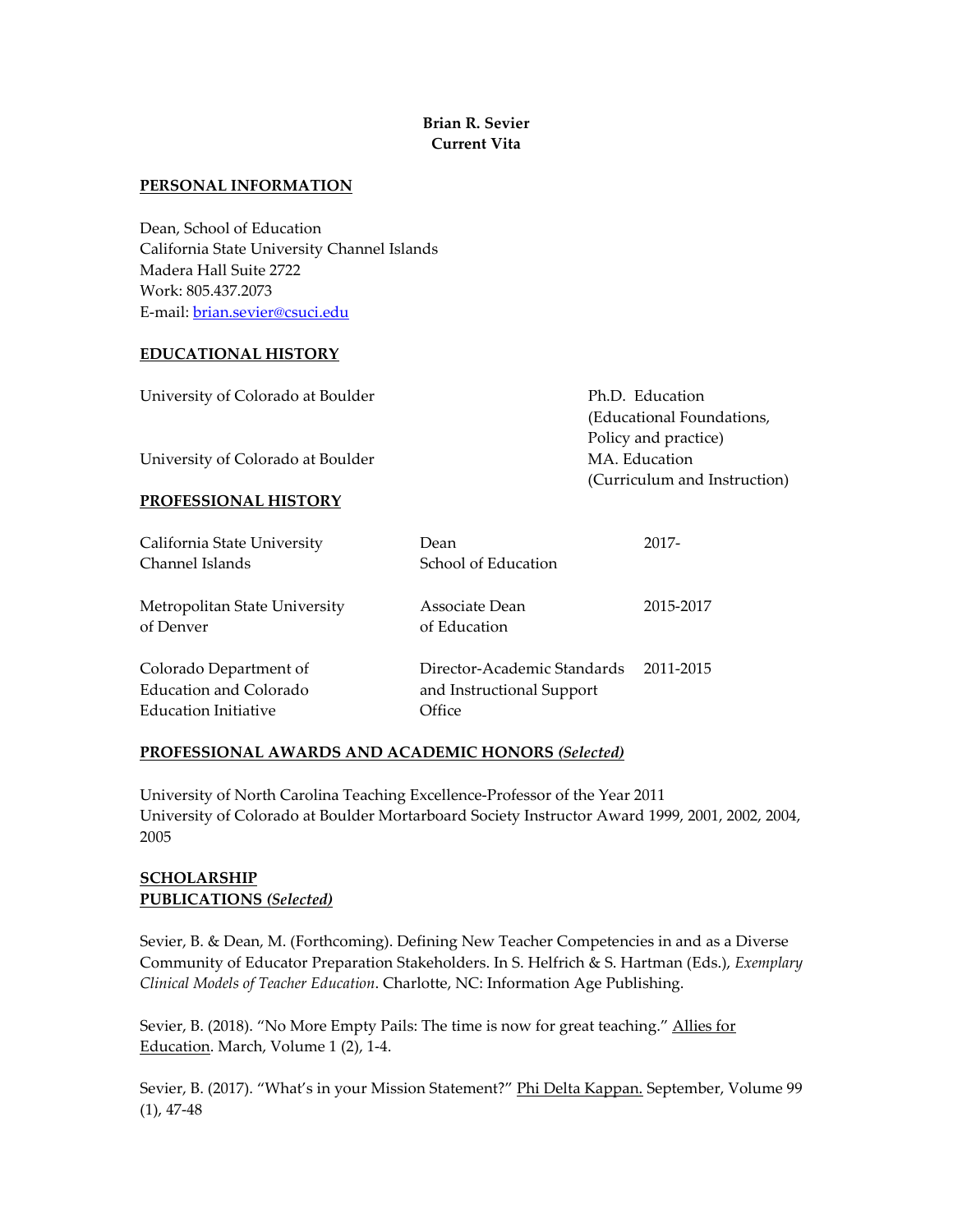**Brian R. Sevier**
**Current Vita**

## PERSONAL INFORMATION

Dean, School of Education
California State University Channel Islands
Madera Hall Suite 2722
Work: 805.437.2073
E-mail: brian.sevier@csuci.edu

## EDUCATIONAL HISTORY

| | |
|---|---|
| University of Colorado at Boulder | Ph.D. Education (Educational Foundations, Policy and practice) |
| University of Colorado at Boulder | MA. Education (Curriculum and Instruction) |

## PROFESSIONAL HISTORY

| | | |
|---|---|---|
| California State University Channel Islands | Dean School of Education | 2017- |
| Metropolitan State University of Denver | Associate Dean of Education | 2015-2017 |
| Colorado Department of Education and Colorado Education Initiative | Director-Academic Standards and Instructional Support Office | 2011-2015 |

## PROFESSIONAL AWARDS AND ACADEMIC HONORS *(Selected)*

University of North Carolina Teaching Excellence-Professor of the Year 2011
University of Colorado at Boulder Mortarboard Society Instructor Award 1999, 2001, 2002, 2004, 2005

## SCHOLARSHIP

## PUBLICATIONS *(Selected)*

Sevier, B. & Dean, M. (Forthcoming). Defining New Teacher Competencies in and as a Diverse Community of Educator Preparation Stakeholders. In S. Helfrich & S. Hartman (Eds.), *Exemplary Clinical Models of Teacher Education*. Charlotte, NC: Information Age Publishing.

Sevier, B. (2018). "No More Empty Pails: The time is now for great teaching." Allies for Education. March, Volume 1 (2), 1-4.

Sevier, B. (2017). "What's in your Mission Statement?" Phi Delta Kappan. September, Volume 99 (1), 47-48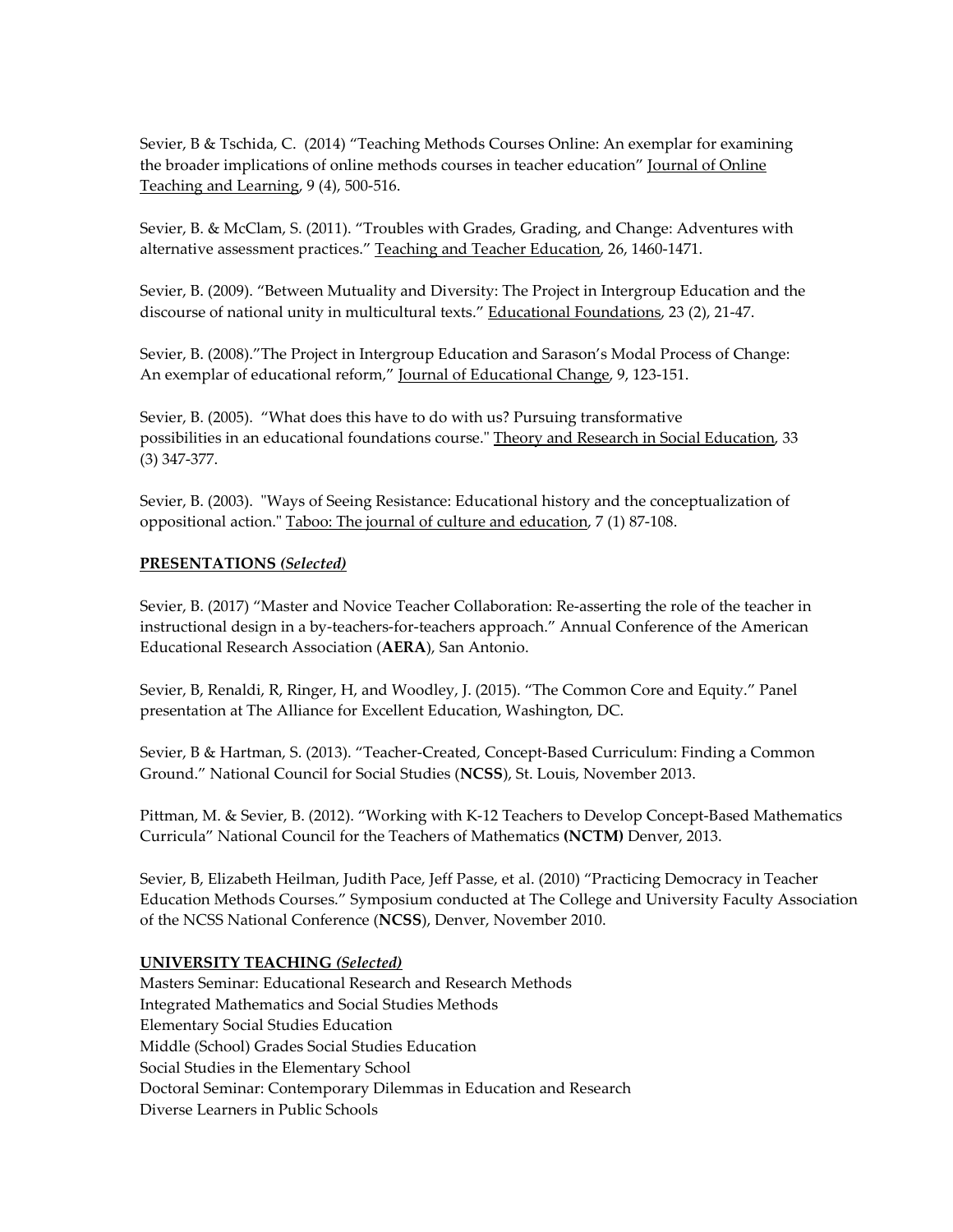Sevier, B & Tschida, C. (2014) "Teaching Methods Courses Online: An exemplar for examining the broader implications of online methods courses in teacher education" Journal of Online Teaching and Learning, 9 (4), 500-516.

Sevier, B. & McClam, S. (2011). "Troubles with Grades, Grading, and Change: Adventures with alternative assessment practices." Teaching and Teacher Education, 26, 1460-1471.

Sevier, B. (2009). "Between Mutuality and Diversity: The Project in Intergroup Education and the discourse of national unity in multicultural texts." Educational Foundations, 23 (2), 21-47.

Sevier, B. (2008)."The Project in Intergroup Education and Sarason's Modal Process of Change: An exemplar of educational reform," Journal of Educational Change, 9, 123-151.

Sevier, B. (2005). "What does this have to do with us? Pursuing transformative possibilities in an educational foundations course." Theory and Research in Social Education, 33 (3) 347-377.

Sevier, B. (2003). "Ways of Seeing Resistance: Educational history and the conceptualization of oppositional action." Taboo: The journal of culture and education, 7 (1) 87-108.

**PRESENTATIONS *(Selected)***

Sevier, B. (2017) "Master and Novice Teacher Collaboration: Re-asserting the role of the teacher in instructional design in a by-teachers-for-teachers approach." Annual Conference of the American Educational Research Association (**AERA**), San Antonio.

Sevier, B, Renaldi, R, Ringer, H, and Woodley, J. (2015). "The Common Core and Equity." Panel presentation at The Alliance for Excellent Education, Washington, DC.

Sevier, B & Hartman, S. (2013). "Teacher-Created, Concept-Based Curriculum: Finding a Common Ground." National Council for Social Studies (**NCSS**), St. Louis, November 2013.

Pittman, M. & Sevier, B. (2012). "Working with K-12 Teachers to Develop Concept-Based Mathematics Curricula" National Council for the Teachers of Mathematics **(NCTM)** Denver, 2013.

Sevier, B, Elizabeth Heilman, Judith Pace, Jeff Passe, et al. (2010) "Practicing Democracy in Teacher Education Methods Courses." Symposium conducted at The College and University Faculty Association of the NCSS National Conference (**NCSS**), Denver, November 2010.

**UNIVERSITY TEACHING *(Selected)***

Masters Seminar: Educational Research and Research Methods
Integrated Mathematics and Social Studies Methods
Elementary Social Studies Education
Middle (School) Grades Social Studies Education
Social Studies in the Elementary School
Doctoral Seminar: Contemporary Dilemmas in Education and Research
Diverse Learners in Public Schools